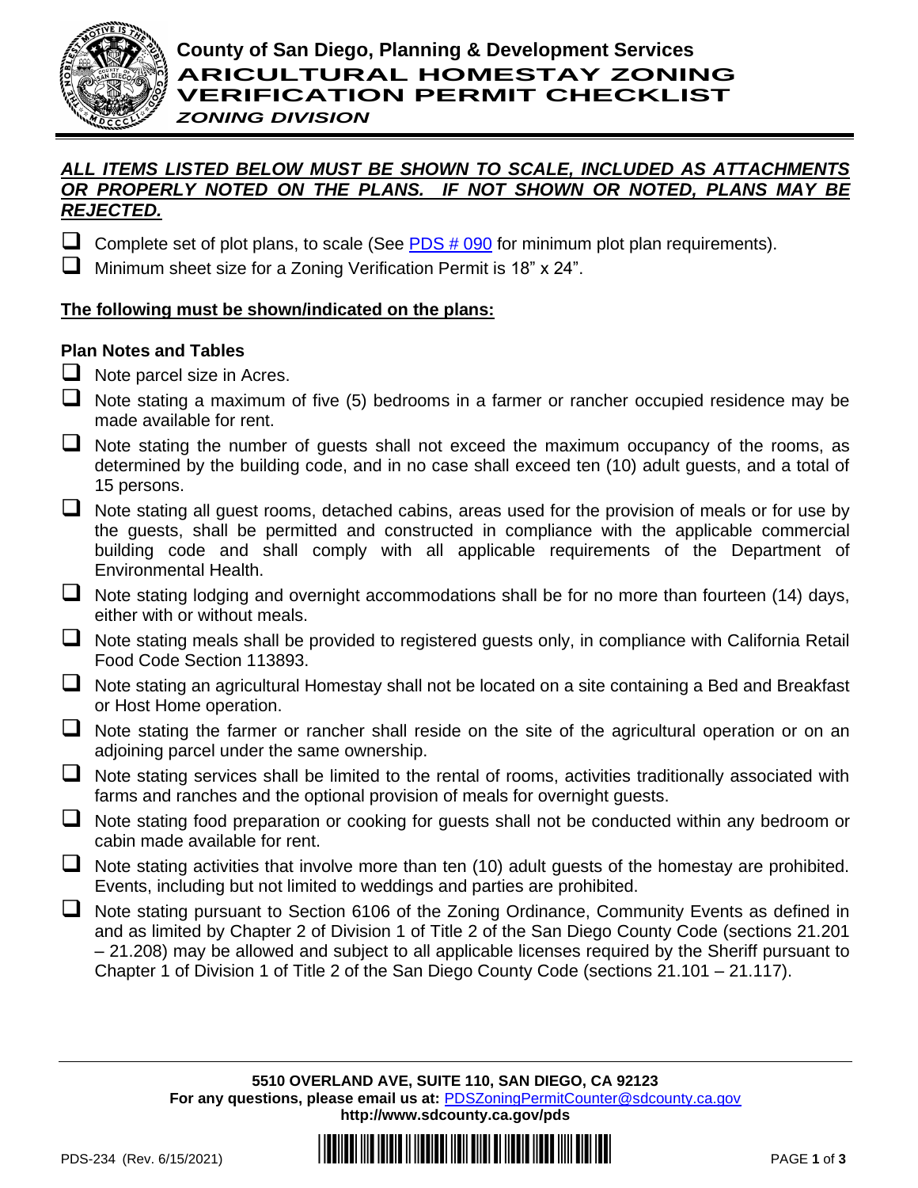# County of San Diego, Planning & Development Services

## ARICULTURAL HOMESTAY ZONING VERIFICATION PERMIT CHECKLIST

### *ZONING DIVISION*

***ALL ITEMS LISTED BELOW MUST BE SHOWN TO SCALE, INCLUDED AS ATTACHMENTS OR PROPERLY NOTED ON THE PLANS. IF NOT SHOWN OR NOTED, PLANS MAY BE REJECTED.***

- ☐ Complete set of plot plans, to scale (See PDS # 090 for minimum plot plan requirements).
- ☐ Minimum sheet size for a Zoning Verification Permit is 18" x 24".

**The following must be shown/indicated on the plans:**

**Plan Notes and Tables**

- ☐ Note parcel size in Acres.
- ☐ Note stating a maximum of five (5) bedrooms in a farmer or rancher occupied residence may be made available for rent.
- ☐ Note stating the number of guests shall not exceed the maximum occupancy of the rooms, as determined by the building code, and in no case shall exceed ten (10) adult guests, and a total of 15 persons.
- ☐ Note stating all guest rooms, detached cabins, areas used for the provision of meals or for use by the guests, shall be permitted and constructed in compliance with the applicable commercial building code and shall comply with all applicable requirements of the Department of Environmental Health.
- ☐ Note stating lodging and overnight accommodations shall be for no more than fourteen (14) days, either with or without meals.
- ☐ Note stating meals shall be provided to registered guests only, in compliance with California Retail Food Code Section 113893.
- ☐ Note stating an agricultural Homestay shall not be located on a site containing a Bed and Breakfast or Host Home operation.
- ☐ Note stating the farmer or rancher shall reside on the site of the agricultural operation or on an adjoining parcel under the same ownership.
- ☐ Note stating services shall be limited to the rental of rooms, activities traditionally associated with farms and ranches and the optional provision of meals for overnight guests.
- ☐ Note stating food preparation or cooking for guests shall not be conducted within any bedroom or cabin made available for rent.
- ☐ Note stating activities that involve more than ten (10) adult guests of the homestay are prohibited. Events, including but not limited to weddings and parties are prohibited.
- ☐ Note stating pursuant to Section 6106 of the Zoning Ordinance, Community Events as defined in and as limited by Chapter 2 of Division 1 of Title 2 of the San Diego County Code (sections 21.201 – 21.208) may be allowed and subject to all applicable licenses required by the Sheriff pursuant to Chapter 1 of Division 1 of Title 2 of the San Diego County Code (sections 21.101 – 21.117).

**5510 OVERLAND AVE, SUITE 110, SAN DIEGO, CA 92123**
**For any questions, please email us at:** PDSZoningPermitCounter@sdcounty.ca.gov
**http://www.sdcounty.ca.gov/pds**

PDS-234 (Rev. 6/15/2021)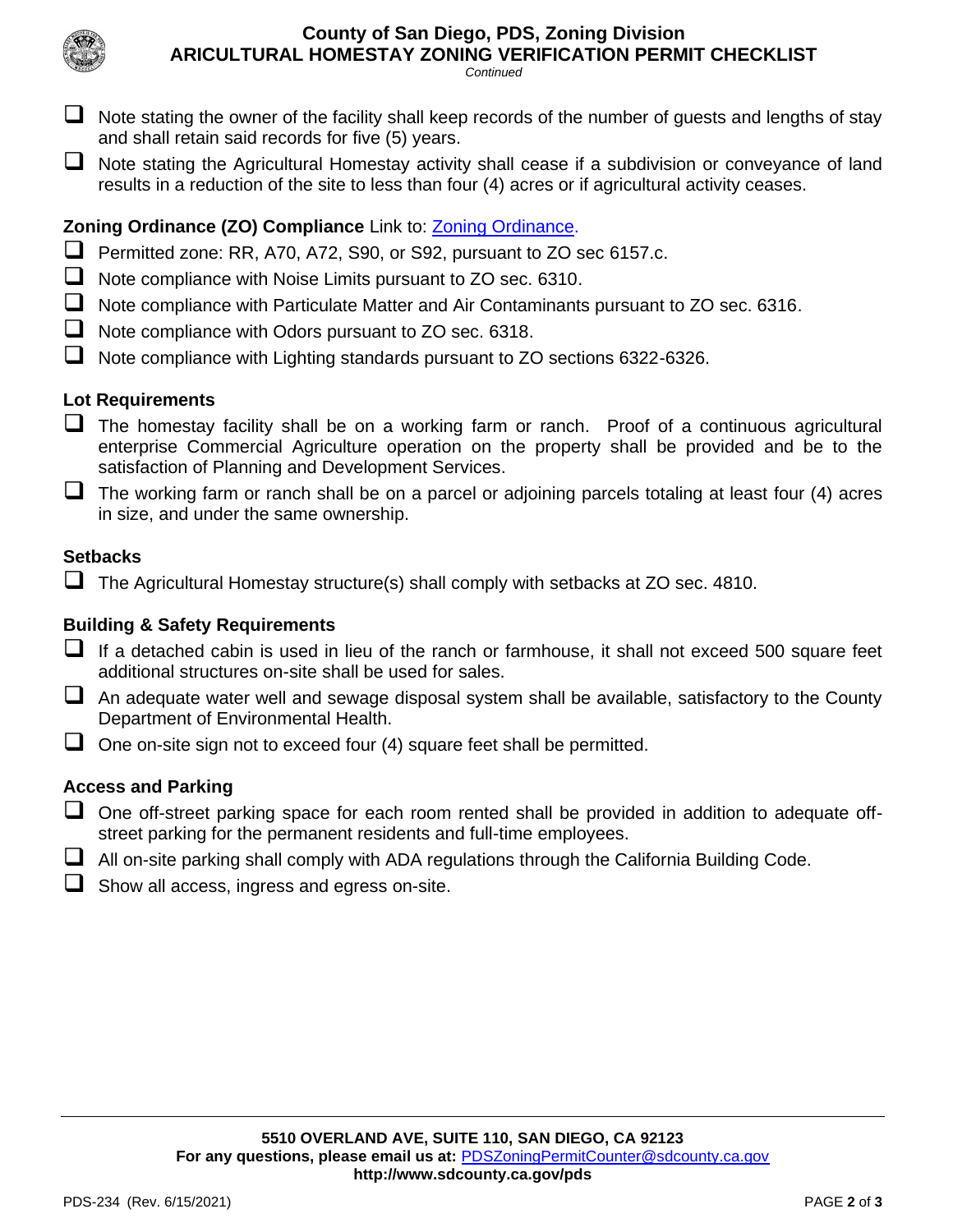- [ ] Note stating the owner of the facility shall keep records of the number of guests and lengths of stay and shall retain said records for five (5) years.
- [ ] Note stating the Agricultural Homestay activity shall cease if a subdivision or conveyance of land results in a reduction of the site to less than four (4) acres or if agricultural activity ceases.

**Zoning Ordinance (ZO) Compliance** Link to: [Zoning Ordinance](Zoning Ordinance).

- [ ] Permitted zone: RR, A70, A72, S90, or S92, pursuant to ZO sec 6157.c.
- [ ] Note compliance with Noise Limits pursuant to ZO sec. 6310.
- [ ] Note compliance with Particulate Matter and Air Contaminants pursuant to ZO sec. 6316.
- [ ] Note compliance with Odors pursuant to ZO sec. 6318.
- [ ] Note compliance with Lighting standards pursuant to ZO sections 6322-6326.

**Lot Requirements**

- [ ] The homestay facility shall be on a working farm or ranch. Proof of a continuous agricultural enterprise Commercial Agriculture operation on the property shall be provided and be to the satisfaction of Planning and Development Services.
- [ ] The working farm or ranch shall be on a parcel or adjoining parcels totaling at least four (4) acres in size, and under the same ownership.

**Setbacks**

- [ ] The Agricultural Homestay structure(s) shall comply with setbacks at ZO sec. 4810.

**Building & Safety Requirements**

- [ ] If a detached cabin is used in lieu of the ranch or farmhouse, it shall not exceed 500 square feet additional structures on-site shall be used for sales.
- [ ] An adequate water well and sewage disposal system shall be available, satisfactory to the County Department of Environmental Health.
- [ ] One on-site sign not to exceed four (4) square feet shall be permitted.

**Access and Parking**

- [ ] One off-street parking space for each room rented shall be provided in addition to adequate off-street parking for the permanent residents and full-time employees.
- [ ] All on-site parking shall comply with ADA regulations through the California Building Code.
- [ ] Show all access, ingress and egress on-site.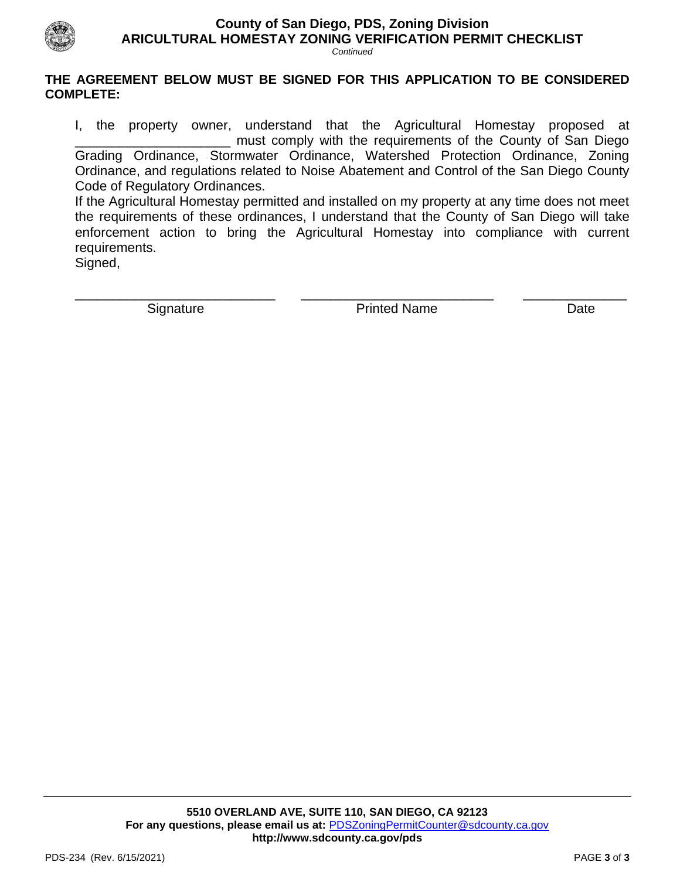**THE AGREEMENT BELOW MUST BE SIGNED FOR THIS APPLICATION TO BE CONSIDERED COMPLETE:**

I, the property owner, understand that the Agricultural Homestay proposed at _____________________ must comply with the requirements of the County of San Diego Grading Ordinance, Stormwater Ordinance, Watershed Protection Ordinance, Zoning Ordinance, and regulations related to Noise Abatement and Control of the San Diego County Code of Regulatory Ordinances.

If the Agricultural Homestay permitted and installed on my property at any time does not meet the requirements of these ordinances, I understand that the County of San Diego will take enforcement action to bring the Agricultural Homestay into compliance with current requirements.

Signed,

| | | |
|---|---|---|
| ___________________________ | ___________________________ | ______________ |
| Signature | Printed Name | Date |

**5510 OVERLAND AVE, SUITE 110, SAN DIEGO, CA 92123**
**For any questions, please email us at:** PDSZoningPermitCounter@sdcounty.ca.gov
**http://www.sdcounty.ca.gov/pds**

PDS-234 (Rev. 6/15/2021)